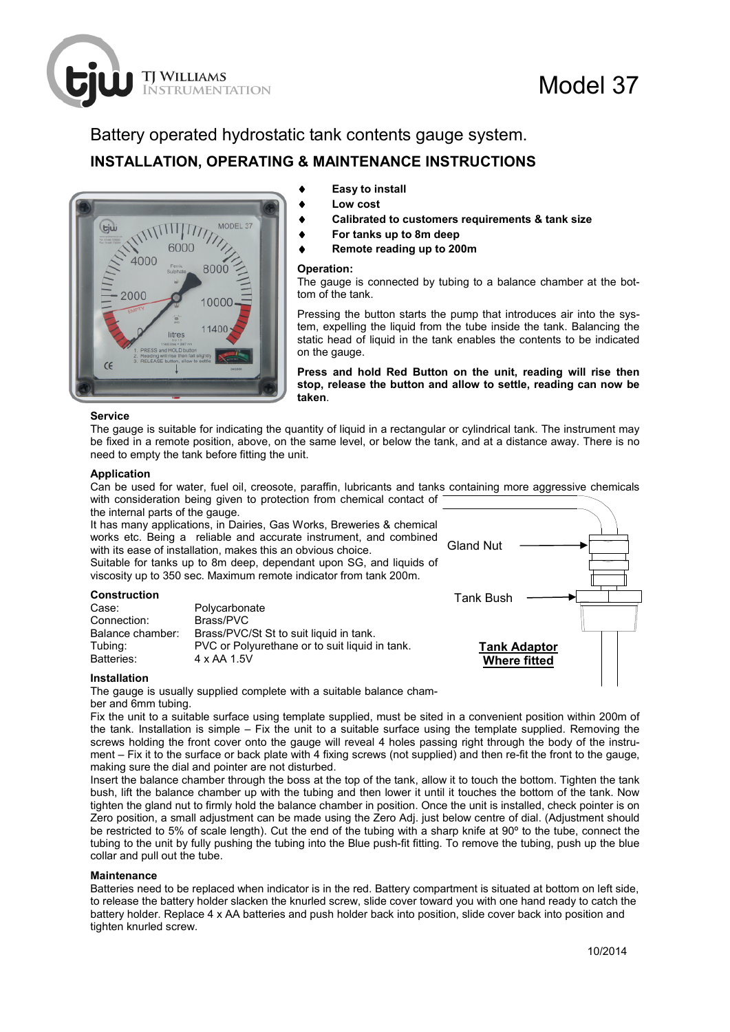# Model 37

## Battery operated hydrostatic tank contents gauge system.

## INSTALLATION, OPERATING & MAINTENANCE INSTRUCTIONS

- **Easy to install**
- **Low cost**
- **Calibrated to customers requirements & tank size**
- **For tanks up to 8m deep**
- **Remote reading up to 200m**

**Operation:**
The gauge is connected by tubing to a balance chamber at the bottom of the tank.

Pressing the button starts the pump that introduces air into the system, expelling the liquid from the tube inside the tank. Balancing the static head of liquid in the tank enables the contents to be indicated on the gauge.

**Press and hold Red Button on the unit, reading will rise then stop, release the button and allow to settle, reading can now be taken**.

**Service**
The gauge is suitable for indicating the quantity of liquid in a rectangular or cylindrical tank. The instrument may be fixed in a remote position, above, on the same level, or below the tank, and at a distance away. There is no need to empty the tank before fitting the unit.

**Application**
Can be used for water, fuel oil, creosote, paraffin, lubricants and tanks containing more aggressive chemicals with consideration being given to protection from chemical contact of the internal parts of the gauge.
It has many applications, in Dairies, Gas Works, Breweries & chemical works etc. Being a reliable and accurate instrument, and combined with its ease of installation, makes this an obvious choice.
Suitable for tanks up to 8m deep, dependant upon SG, and liquids of viscosity up to 350 sec. Maximum remote indicator from tank 200m.

Gland Nut

Tank Bush

**Tank Adaptor Where fitted**

**Construction**

| | |
|---|---|
| Case: | Polycarbonate |
| Connection: | Brass/PVC |
| Balance chamber: | Brass/PVC/St St to suit liquid in tank. |
| Tubing: | PVC or Polyurethane or to suit liquid in tank. |
| Batteries: | 4 x AA 1.5V |

**Installation**
The gauge is usually supplied complete with a suitable balance chamber and 6mm tubing.
Fix the unit to a suitable surface using template supplied, must be sited in a convenient position within 200m of the tank. Installation is simple – Fix the unit to a suitable surface using the template supplied. Removing the screws holding the front cover onto the gauge will reveal 4 holes passing right through the body of the instrument – Fix it to the surface or back plate with 4 fixing screws (not supplied) and then re-fit the front to the gauge, making sure the dial and pointer are not disturbed.
Insert the balance chamber through the boss at the top of the tank, allow it to touch the bottom. Tighten the tank bush, lift the balance chamber up with the tubing and then lower it until it touches the bottom of the tank. Now tighten the gland nut to firmly hold the balance chamber in position. Once the unit is installed, check pointer is on Zero position, a small adjustment can be made using the Zero Adj. just below centre of dial. (Adjustment should be restricted to 5% of scale length). Cut the end of the tubing with a sharp knife at 90º to the tube, connect the tubing to the unit by fully pushing the tubing into the Blue push-fit fitting. To remove the tubing, push up the blue collar and pull out the tube.

**Maintenance**
Batteries need to be replaced when indicator is in the red. Battery compartment is situated at bottom on left side, to release the battery holder slacken the knurled screw, slide cover toward you with one hand ready to catch the battery holder. Replace 4 x AA batteries and push holder back into position, slide cover back into position and tighten knurled screw.

10/2014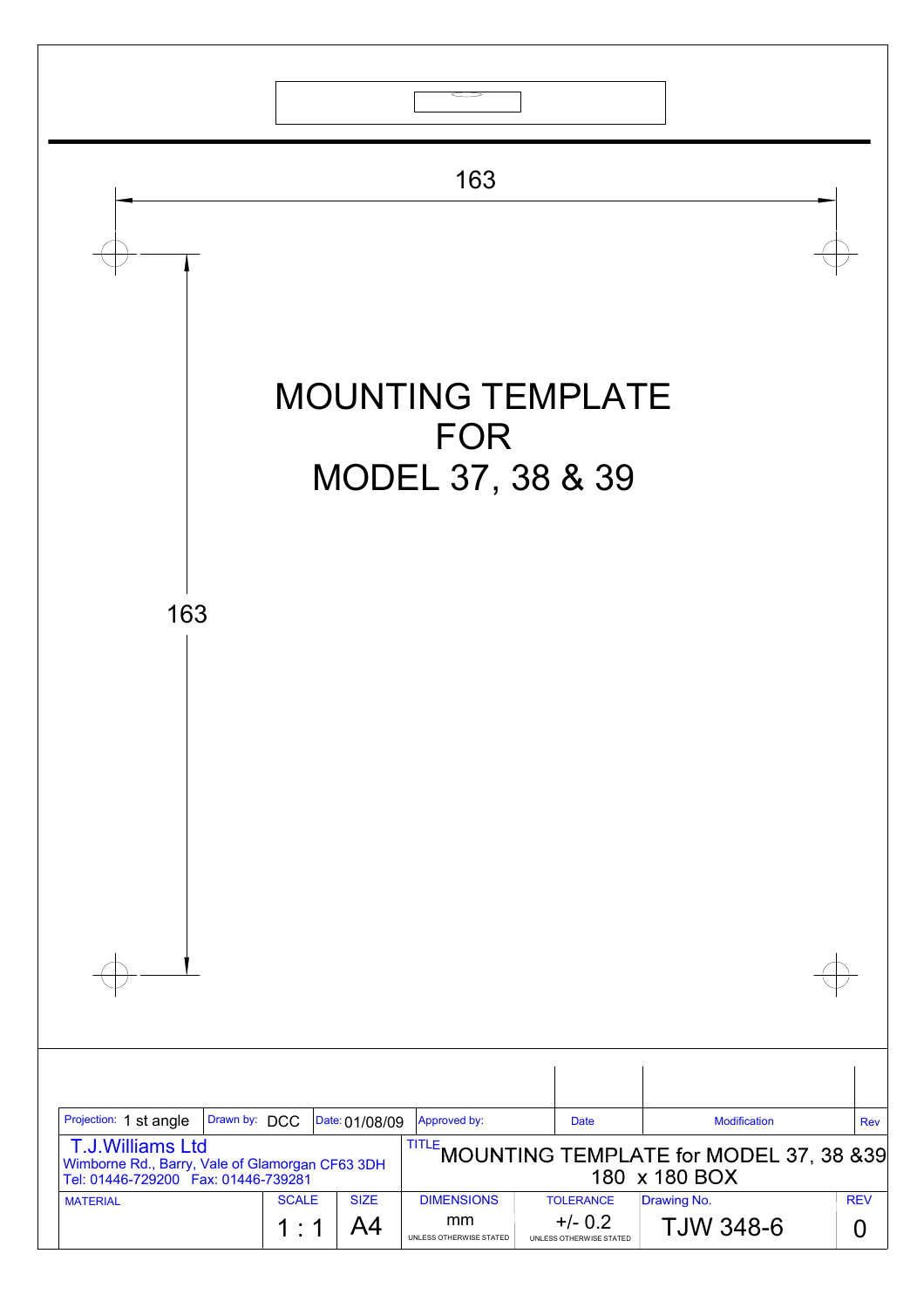163

# MOUNTING TEMPLATE FOR MODEL 37, 38 & 39

163

| | | | | | | |
|---|---|---|---|---|---|---|
| Projection: 1 st angle | Drawn by: DCC | Date: 01/08/09 | Approved by: | Date | Modification | Rev |
| T.J.Williams Ltd<br>Wimborne Rd., Barry, Vale of Glamorgan CF63 3DH<br>Tel: 01446-729200 Fax: 01446-739281 | | | TITLE MOUNTING TEMPLATE for MODEL 37, 38 &39<br>180 x 180 BOX | | | |
| MATERIAL | SCALE 1 : 1 | SIZE A4 | DIMENSIONS mm UNLESS OTHERWISE STATED | TOLERANCE +/- 0.2 UNLESS OTHERWISE STATED | Drawing No. TJW 348-6 | REV 0 |